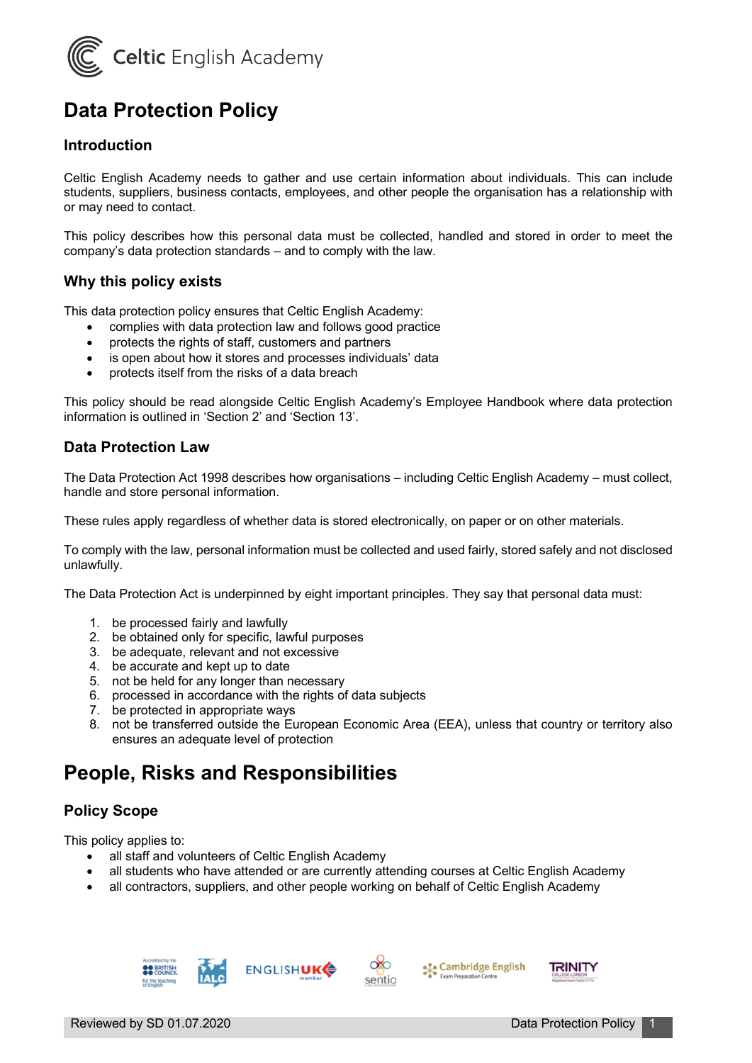# Data Protection Policy

## Introduction

Celtic English Academy needs to gather and use certain information about individuals. This can include students, suppliers, business contacts, employees, and other people the organisation has a relationship with or may need to contact.

This policy describes how this personal data must be collected, handled and stored in order to meet the company's data protection standards – and to comply with the law.

## Why this policy exists

This data protection policy ensures that Celtic English Academy:

- complies with data protection law and follows good practice
- protects the rights of staff, customers and partners
- is open about how it stores and processes individuals' data
- protects itself from the risks of a data breach

This policy should be read alongside Celtic English Academy's Employee Handbook where data protection information is outlined in 'Section 2' and 'Section 13'.

## Data Protection Law

The Data Protection Act 1998 describes how organisations – including Celtic English Academy – must collect, handle and store personal information.

These rules apply regardless of whether data is stored electronically, on paper or on other materials.

To comply with the law, personal information must be collected and used fairly, stored safely and not disclosed unlawfully.

The Data Protection Act is underpinned by eight important principles. They say that personal data must:

1. be processed fairly and lawfully
2. be obtained only for specific, lawful purposes
3. be adequate, relevant and not excessive
4. be accurate and kept up to date
5. not be held for any longer than necessary
6. processed in accordance with the rights of data subjects
7. be protected in appropriate ways
8. not be transferred outside the European Economic Area (EEA), unless that country or territory also ensures an adequate level of protection

# People, Risks and Responsibilities

## Policy Scope

This policy applies to:

- all staff and volunteers of Celtic English Academy
- all students who have attended or are currently attending courses at Celtic English Academy
- all contractors, suppliers, and other people working on behalf of Celtic English Academy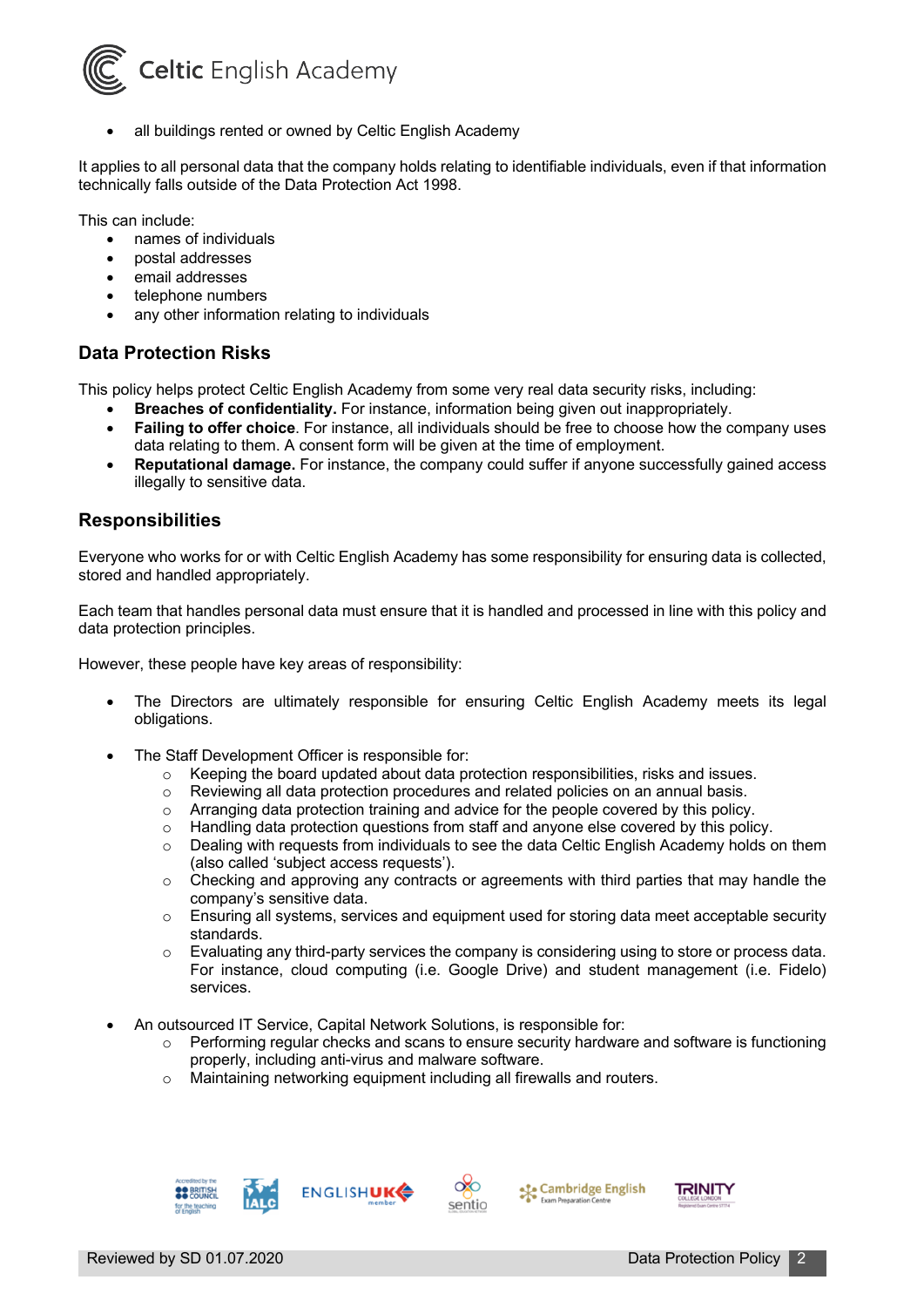- all buildings rented or owned by Celtic English Academy

It applies to all personal data that the company holds relating to identifiable individuals, even if that information technically falls outside of the Data Protection Act 1998.

This can include:

- names of individuals
- postal addresses
- email addresses
- telephone numbers
- any other information relating to individuals

## Data Protection Risks

This policy helps protect Celtic English Academy from some very real data security risks, including:

- **Breaches of confidentiality.** For instance, information being given out inappropriately.
- **Failing to offer choice**. For instance, all individuals should be free to choose how the company uses data relating to them. A consent form will be given at the time of employment.
- **Reputational damage.** For instance, the company could suffer if anyone successfully gained access illegally to sensitive data.

## Responsibilities

Everyone who works for or with Celtic English Academy has some responsibility for ensuring data is collected, stored and handled appropriately.

Each team that handles personal data must ensure that it is handled and processed in line with this policy and data protection principles.

However, these people have key areas of responsibility:

- The Directors are ultimately responsible for ensuring Celtic English Academy meets its legal obligations.

- The Staff Development Officer is responsible for:
  - Keeping the board updated about data protection responsibilities, risks and issues.
  - Reviewing all data protection procedures and related policies on an annual basis.
  - Arranging data protection training and advice for the people covered by this policy.
  - Handling data protection questions from staff and anyone else covered by this policy.
  - Dealing with requests from individuals to see the data Celtic English Academy holds on them (also called 'subject access requests').
  - Checking and approving any contracts or agreements with third parties that may handle the company's sensitive data.
  - Ensuring all systems, services and equipment used for storing data meet acceptable security standards.
  - Evaluating any third-party services the company is considering using to store or process data. For instance, cloud computing (i.e. Google Drive) and student management (i.e. Fidelo) services.

- An outsourced IT Service, Capital Network Solutions, is responsible for:
  - Performing regular checks and scans to ensure security hardware and software is functioning properly, including anti-virus and malware software.
  - Maintaining networking equipment including all firewalls and routers.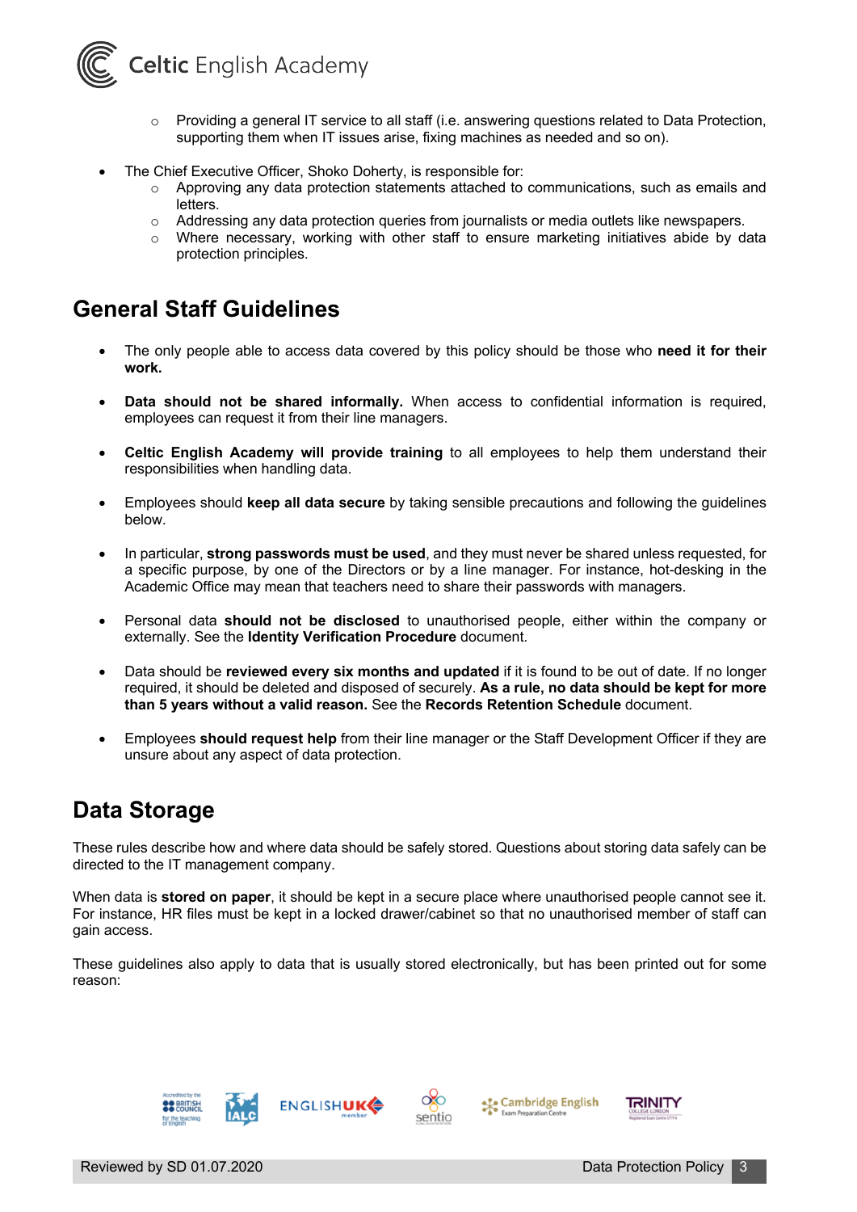- Providing a general IT service to all staff (i.e. answering questions related to Data Protection, supporting them when IT issues arise, fixing machines as needed and so on).

- The Chief Executive Officer, Shoko Doherty, is responsible for:
    - Approving any data protection statements attached to communications, such as emails and letters.
    - Addressing any data protection queries from journalists or media outlets like newspapers.
    - Where necessary, working with other staff to ensure marketing initiatives abide by data protection principles.

## General Staff Guidelines

- The only people able to access data covered by this policy should be those who **need it for their work.**

- **Data should not be shared informally.** When access to confidential information is required, employees can request it from their line managers.

- **Celtic English Academy will provide training** to all employees to help them understand their responsibilities when handling data.

- Employees should **keep all data secure** by taking sensible precautions and following the guidelines below.

- In particular, **strong passwords must be used**, and they must never be shared unless requested, for a specific purpose, by one of the Directors or by a line manager. For instance, hot-desking in the Academic Office may mean that teachers need to share their passwords with managers.

- Personal data **should not be disclosed** to unauthorised people, either within the company or externally. See the **Identity Verification Procedure** document.

- Data should be **reviewed every six months and updated** if it is found to be out of date. If no longer required, it should be deleted and disposed of securely. **As a rule, no data should be kept for more than 5 years without a valid reason.** See the **Records Retention Schedule** document.

- Employees **should request help** from their line manager or the Staff Development Officer if they are unsure about any aspect of data protection.

## Data Storage

These rules describe how and where data should be safely stored. Questions about storing data safely can be directed to the IT management company.

When data is **stored on paper**, it should be kept in a secure place where unauthorised people cannot see it. For instance, HR files must be kept in a locked drawer/cabinet so that no unauthorised member of staff can gain access.

These guidelines also apply to data that is usually stored electronically, but has been printed out for some reason: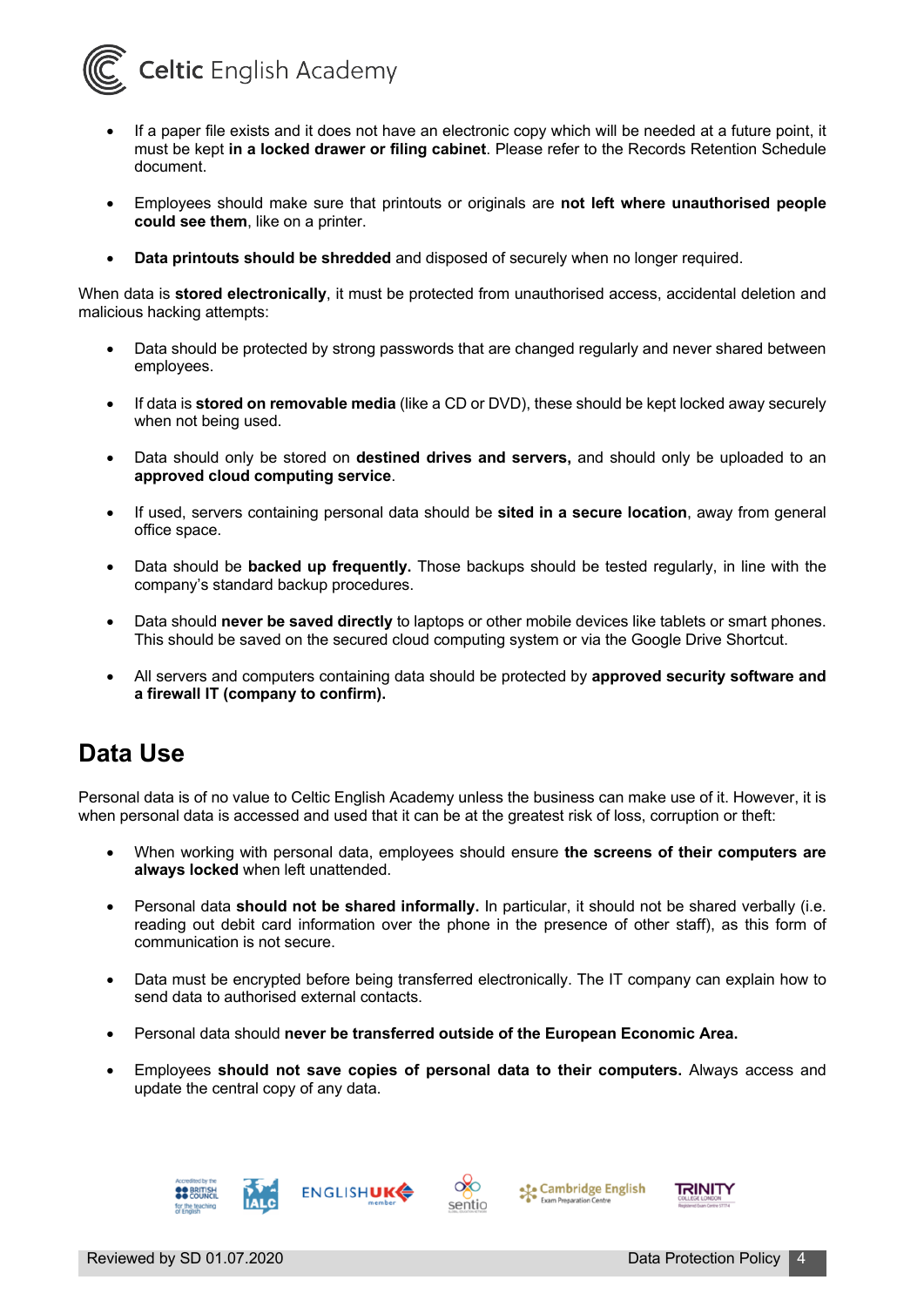- If a paper file exists and it does not have an electronic copy which will be needed at a future point, it must be kept **in a locked drawer or filing cabinet**. Please refer to the Records Retention Schedule document.

- Employees should make sure that printouts or originals are **not left where unauthorised people could see them**, like on a printer.

- **Data printouts should be shredded** and disposed of securely when no longer required.

When data is **stored electronically**, it must be protected from unauthorised access, accidental deletion and malicious hacking attempts:

- Data should be protected by strong passwords that are changed regularly and never shared between employees.

- If data is **stored on removable media** (like a CD or DVD), these should be kept locked away securely when not being used.

- Data should only be stored on **destined drives and servers,** and should only be uploaded to an **approved cloud computing service**.

- If used, servers containing personal data should be **sited in a secure location**, away from general office space.

- Data should be **backed up frequently.** Those backups should be tested regularly, in line with the company's standard backup procedures.

- Data should **never be saved directly** to laptops or other mobile devices like tablets or smart phones. This should be saved on the secured cloud computing system or via the Google Drive Shortcut.

- All servers and computers containing data should be protected by **approved security software and a firewall IT (company to confirm).**

## Data Use

Personal data is of no value to Celtic English Academy unless the business can make use of it. However, it is when personal data is accessed and used that it can be at the greatest risk of loss, corruption or theft:

- When working with personal data, employees should ensure **the screens of their computers are always locked** when left unattended.

- Personal data **should not be shared informally.** In particular, it should not be shared verbally (i.e. reading out debit card information over the phone in the presence of other staff), as this form of communication is not secure.

- Data must be encrypted before being transferred electronically. The IT company can explain how to send data to authorised external contacts.

- Personal data should **never be transferred outside of the European Economic Area.**

- Employees **should not save copies of personal data to their computers.** Always access and update the central copy of any data.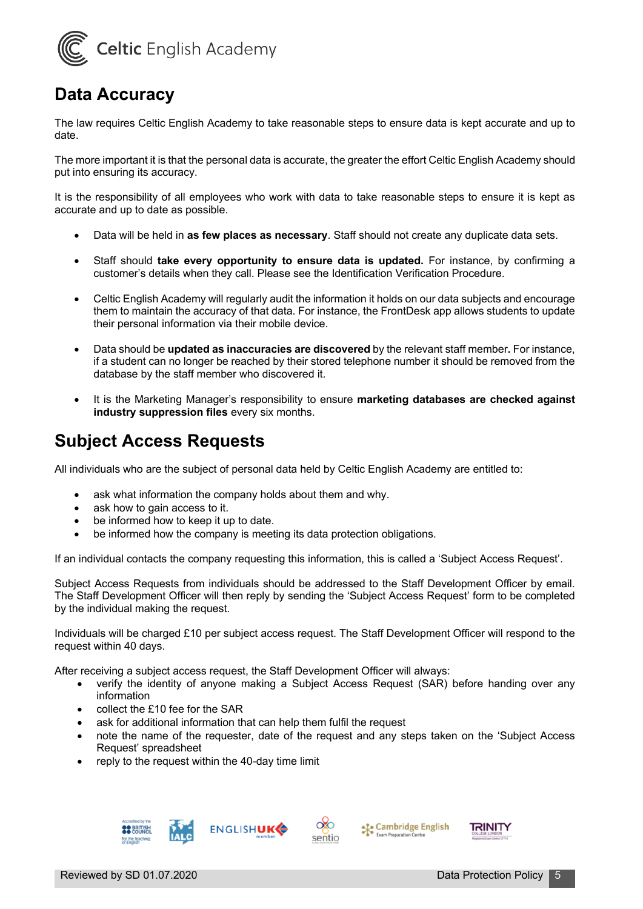## Data Accuracy

The law requires Celtic English Academy to take reasonable steps to ensure data is kept accurate and up to date.

The more important it is that the personal data is accurate, the greater the effort Celtic English Academy should put into ensuring its accuracy.

It is the responsibility of all employees who work with data to take reasonable steps to ensure it is kept as accurate and up to date as possible.

- Data will be held in **as few places as necessary**. Staff should not create any duplicate data sets.
- Staff should **take every opportunity to ensure data is updated.** For instance, by confirming a customer's details when they call. Please see the Identification Verification Procedure.
- Celtic English Academy will regularly audit the information it holds on our data subjects and encourage them to maintain the accuracy of that data. For instance, the FrontDesk app allows students to update their personal information via their mobile device.
- Data should be **updated as inaccuracies are discovered** by the relevant staff member**.** For instance, if a student can no longer be reached by their stored telephone number it should be removed from the database by the staff member who discovered it.
- It is the Marketing Manager's responsibility to ensure **marketing databases are checked against industry suppression files** every six months.

## Subject Access Requests

All individuals who are the subject of personal data held by Celtic English Academy are entitled to:

- ask what information the company holds about them and why.
- ask how to gain access to it.
- be informed how to keep it up to date.
- be informed how the company is meeting its data protection obligations.

If an individual contacts the company requesting this information, this is called a 'Subject Access Request'.

Subject Access Requests from individuals should be addressed to the Staff Development Officer by email. The Staff Development Officer will then reply by sending the 'Subject Access Request' form to be completed by the individual making the request.

Individuals will be charged £10 per subject access request. The Staff Development Officer will respond to the request within 40 days.

After receiving a subject access request, the Staff Development Officer will always:

- verify the identity of anyone making a Subject Access Request (SAR) before handing over any information
- collect the £10 fee for the SAR
- ask for additional information that can help them fulfil the request
- note the name of the requester, date of the request and any steps taken on the 'Subject Access Request' spreadsheet
- reply to the request within the 40-day time limit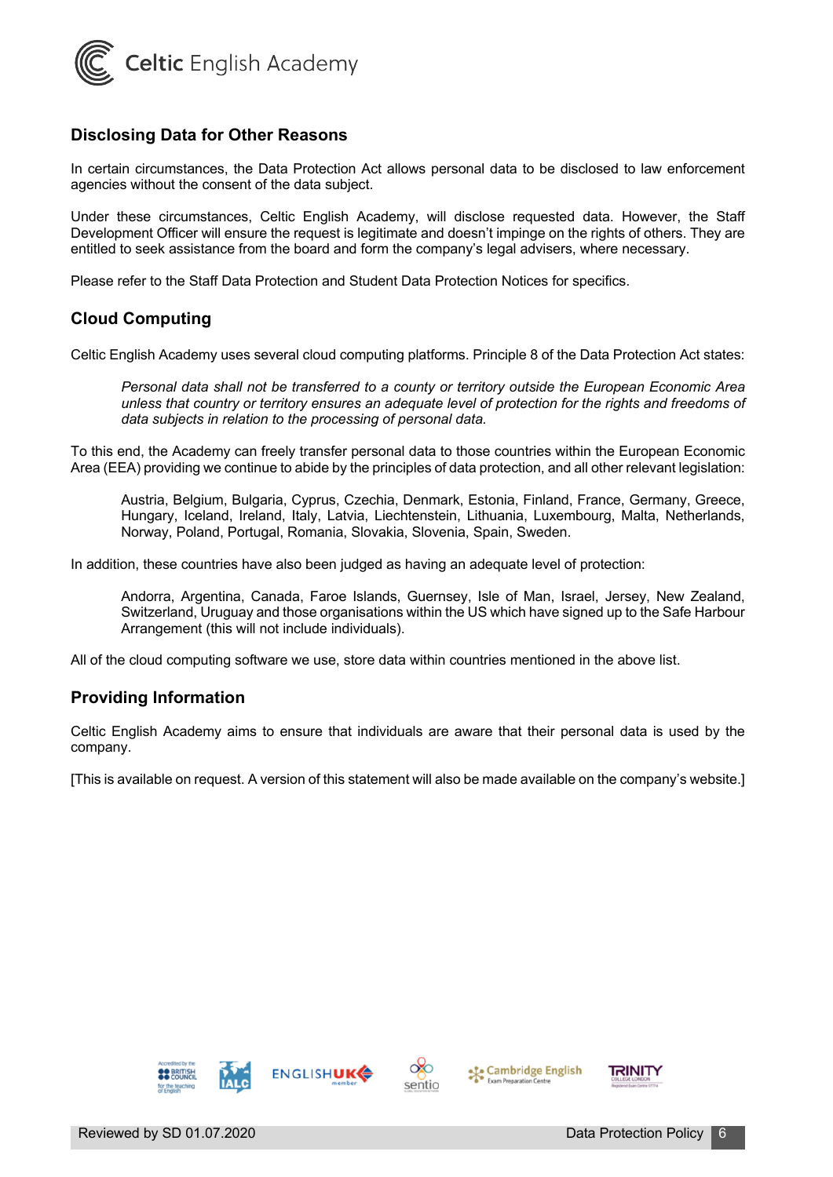## Disclosing Data for Other Reasons

In certain circumstances, the Data Protection Act allows personal data to be disclosed to law enforcement agencies without the consent of the data subject.

Under these circumstances, Celtic English Academy, will disclose requested data. However, the Staff Development Officer will ensure the request is legitimate and doesn't impinge on the rights of others. They are entitled to seek assistance from the board and form the company's legal advisers, where necessary.

Please refer to the Staff Data Protection and Student Data Protection Notices for specifics.

## Cloud Computing

Celtic English Academy uses several cloud computing platforms. Principle 8 of the Data Protection Act states:

> *Personal data shall not be transferred to a county or territory outside the European Economic Area unless that country or territory ensures an adequate level of protection for the rights and freedoms of data subjects in relation to the processing of personal data.*

To this end, the Academy can freely transfer personal data to those countries within the European Economic Area (EEA) providing we continue to abide by the principles of data protection, and all other relevant legislation:

> Austria, Belgium, Bulgaria, Cyprus, Czechia, Denmark, Estonia, Finland, France, Germany, Greece, Hungary, Iceland, Ireland, Italy, Latvia, Liechtenstein, Lithuania, Luxembourg, Malta, Netherlands, Norway, Poland, Portugal, Romania, Slovakia, Slovenia, Spain, Sweden.

In addition, these countries have also been judged as having an adequate level of protection:

> Andorra, Argentina, Canada, Faroe Islands, Guernsey, Isle of Man, Israel, Jersey, New Zealand, Switzerland, Uruguay and those organisations within the US which have signed up to the Safe Harbour Arrangement (this will not include individuals).

All of the cloud computing software we use, store data within countries mentioned in the above list.

## Providing Information

Celtic English Academy aims to ensure that individuals are aware that their personal data is used by the company.

[This is available on request. A version of this statement will also be made available on the company's website.]